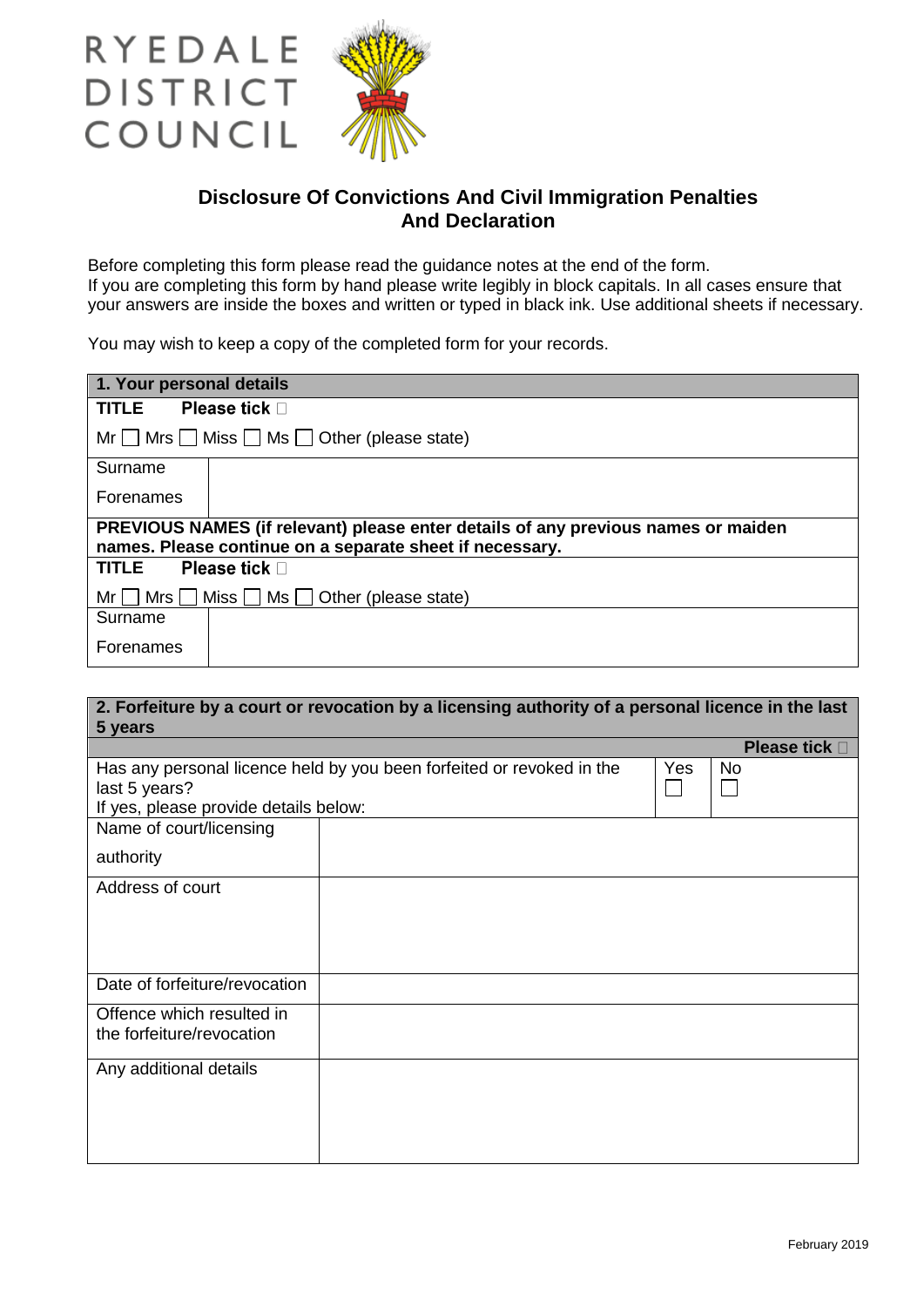RYEDALE DISTRICT COUNCIL

## Disclosure Of Convictions And Civil Immigration Penalties And Declaration

Before completing this form please read the guidance notes at the end of the form.
If you are completing this form by hand please write legibly in block capitals. In all cases ensure that your answers are inside the boxes and written or typed in black ink. Use additional sheets if necessary.

You may wish to keep a copy of the completed form for your records.

| **1. Your personal details** | |
|---|---|
| **TITLE** **Please tick ☐** | |
| Mr ☐ Mrs ☐ Miss ☐ Ms ☐ Other (please state) | |
| Surname | |
| Forenames | |
| **PREVIOUS NAMES (if relevant) please enter details of any previous names or maiden names. Please continue on a separate sheet if necessary.** | |
| **TITLE** **Please tick ☐** | |
| Mr ☐ Mrs ☐ Miss ☐ Ms ☐ Other (please state) | |
| Surname | |
| Forenames | |

| **2. Forfeiture by a court or revocation by a licensing authority of a personal licence in the last 5 years** | | | |
|---|---|---|---|
| | | | **Please tick ☐** |
| Has any personal licence held by you been forfeited or revoked in the last 5 years?<br>If yes, please provide details below: | | Yes ☐ | No ☐ |
| Name of court/licensing authority | | | |
| Address of court | | | |
| Date of forfeiture/revocation | | | |
| Offence which resulted in the forfeiture/revocation | | | |
| Any additional details | | | |

February 2019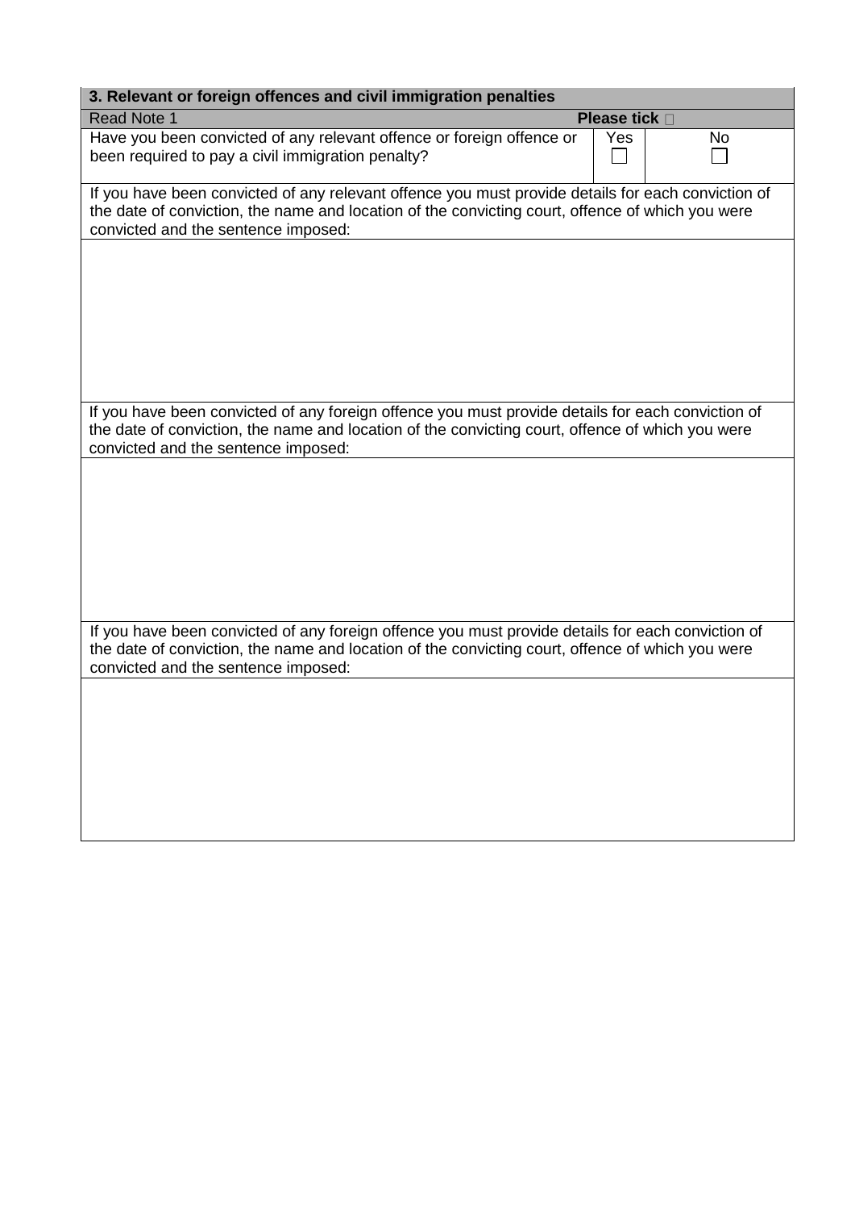| 3. Relevant or foreign offences and civil immigration penalties | | |
|---|---|---|
| Read Note 1 | **Please tick** | |
| Have you been convicted of any relevant offence or foreign offence or been required to pay a civil immigration penalty? | Yes ☐ | No ☐ |
| If you have been convicted of any relevant offence you must provide details for each conviction of the date of conviction, the name and location of the convicting court, offence of which you were convicted and the sentence imposed: | | |
| | | |
| If you have been convicted of any foreign offence you must provide details for each conviction of the date of conviction, the name and location of the convicting court, offence of which you were convicted and the sentence imposed: | | |
| | | |
| If you have been convicted of any foreign offence you must provide details for each conviction of the date of conviction, the name and location of the convicting court, offence of which you were convicted and the sentence imposed: | | |
| | | |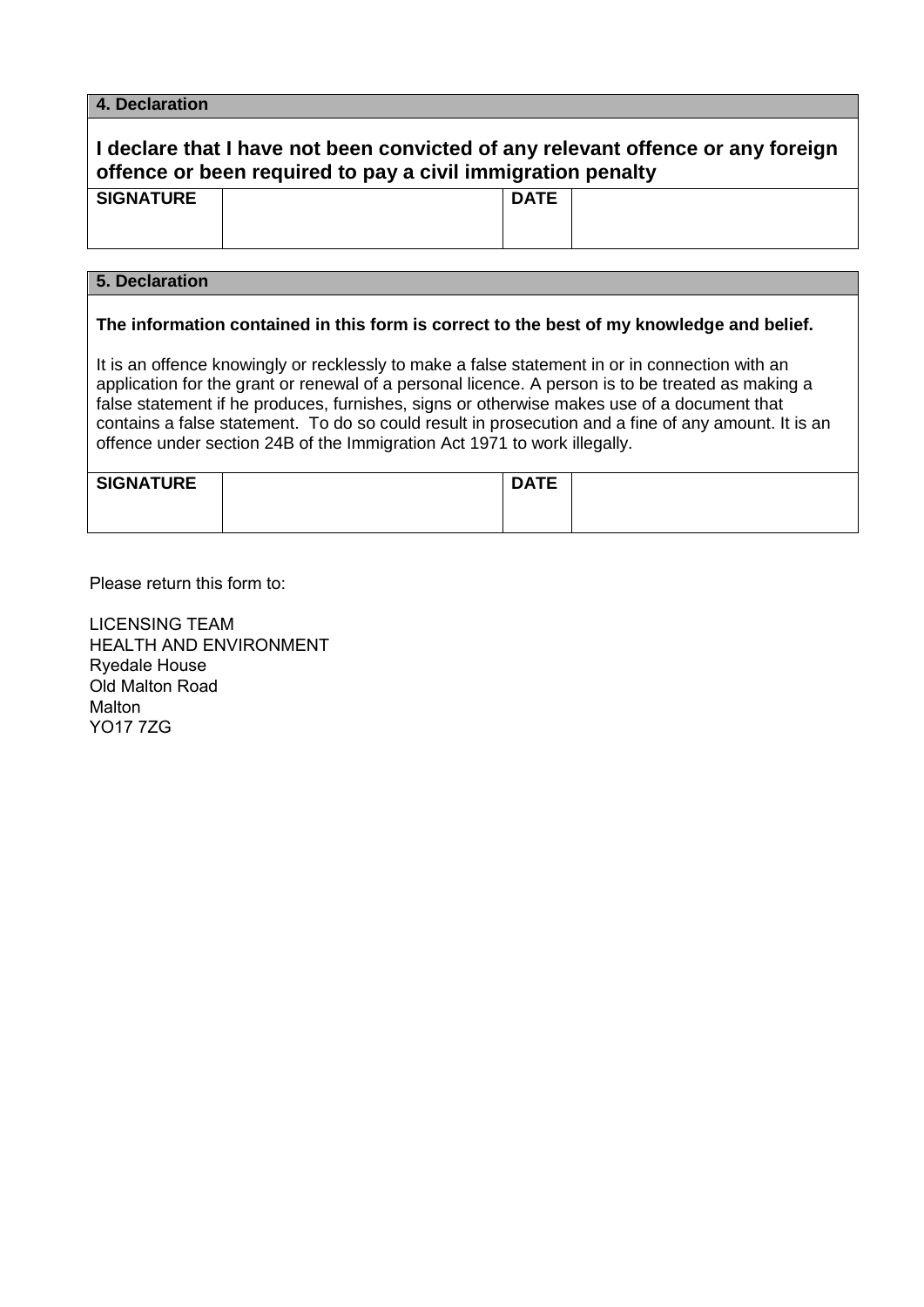## 4. Declaration

**I declare that I have not been convicted of any relevant offence or any foreign offence or been required to pay a civil immigration penalty**

| SIGNATURE | | DATE | |
|---|---|---|---|

## 5. Declaration

**The information contained in this form is correct to the best of my knowledge and belief.**

It is an offence knowingly or recklessly to make a false statement in or in connection with an application for the grant or renewal of a personal licence. A person is to be treated as making a false statement if he produces, furnishes, signs or otherwise makes use of a document that contains a false statement. To do so could result in prosecution and a fine of any amount. It is an offence under section 24B of the Immigration Act 1971 to work illegally.

| SIGNATURE | | DATE | |
|---|---|---|---|

Please return this form to:

LICENSING TEAM
HEALTH AND ENVIRONMENT
Ryedale House
Old Malton Road
Malton
YO17 7ZG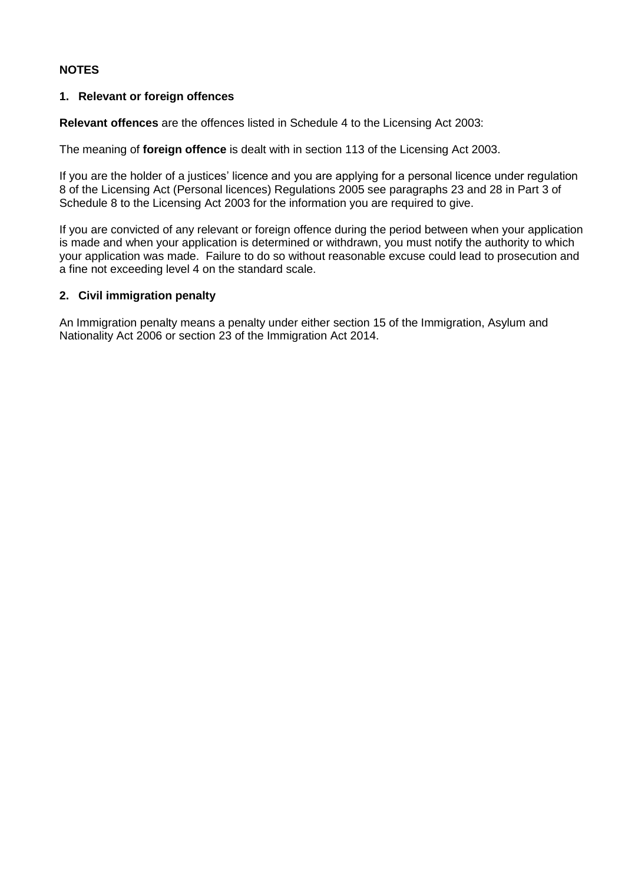**NOTES**

## 1. Relevant or foreign offences

**Relevant offences** are the offences listed in Schedule 4 to the Licensing Act 2003:

The meaning of **foreign offence** is dealt with in section 113 of the Licensing Act 2003.

If you are the holder of a justices' licence and you are applying for a personal licence under regulation 8 of the Licensing Act (Personal licences) Regulations 2005 see paragraphs 23 and 28 in Part 3 of Schedule 8 to the Licensing Act 2003 for the information you are required to give.

If you are convicted of any relevant or foreign offence during the period between when your application is made and when your application is determined or withdrawn, you must notify the authority to which your application was made. Failure to do so without reasonable excuse could lead to prosecution and a fine not exceeding level 4 on the standard scale.

## 2. Civil immigration penalty

An Immigration penalty means a penalty under either section 15 of the Immigration, Asylum and Nationality Act 2006 or section 23 of the Immigration Act 2014.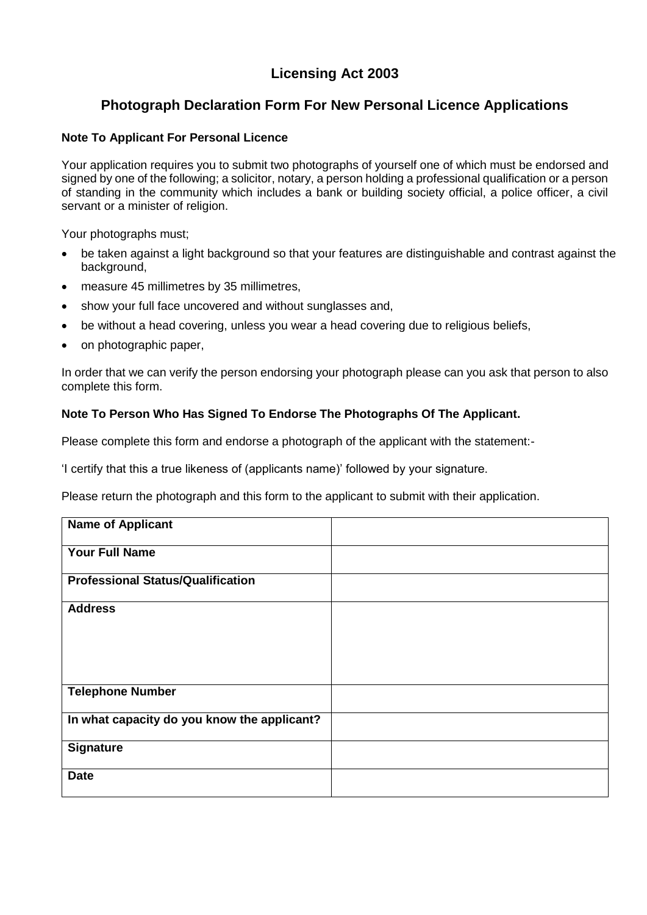# Licensing Act 2003

## Photograph Declaration Form For New Personal Licence Applications

**Note To Applicant For Personal Licence**

Your application requires you to submit two photographs of yourself one of which must be endorsed and signed by one of the following; a solicitor, notary, a person holding a professional qualification or a person of standing in the community which includes a bank or building society official, a police officer, a civil servant or a minister of religion.

Your photographs must;

- be taken against a light background so that your features are distinguishable and contrast against the background,
- measure 45 millimetres by 35 millimetres,
- show your full face uncovered and without sunglasses and,
- be without a head covering, unless you wear a head covering due to religious beliefs,
- on photographic paper,

In order that we can verify the person endorsing your photograph please can you ask that person to also complete this form.

**Note To Person Who Has Signed To Endorse The Photographs Of The Applicant.**

Please complete this form and endorse a photograph of the applicant with the statement:-

'I certify that this a true likeness of (applicants name)' followed by your signature.

Please return the photograph and this form to the applicant to submit with their application.

| | |
|---|---|
| **Name of Applicant** | |
| **Your Full Name** | |
| **Professional Status/Qualification** | |
| **Address** | |
| **Telephone Number** | |
| **In what capacity do you know the applicant?** | |
| **Signature** | |
| **Date** | |